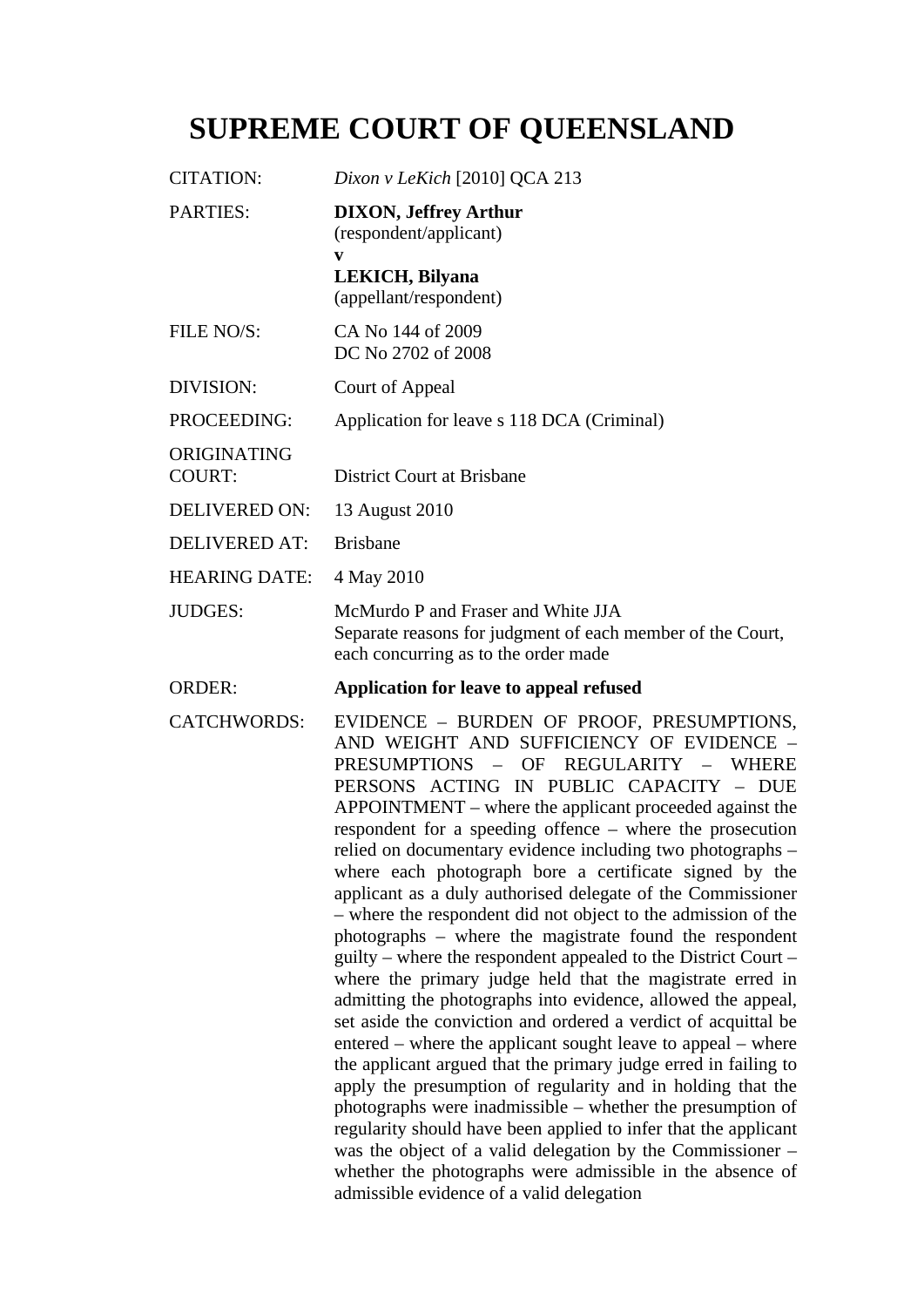# SUPREME COURT OF QUEENSLAND

| | |
|---|---|
| CITATION: | *Dixon v LeKich* [2010] QCA 213 |
| PARTIES: | **DIXON, Jeffrey Arthur**<br>(respondent/applicant)<br>**v**<br>**LEKICH, Bilyana**<br>(appellant/respondent) |
| FILE NO/S: | CA No 144 of 2009<br>DC No 2702 of 2008 |
| DIVISION: | Court of Appeal |
| PROCEEDING: | Application for leave s 118 DCA (Criminal) |
| ORIGINATING COURT: | District Court at Brisbane |
| DELIVERED ON: | 13 August 2010 |
| DELIVERED AT: | Brisbane |
| HEARING DATE: | 4 May 2010 |
| JUDGES: | McMurdo P and Fraser and White JJA<br>Separate reasons for judgment of each member of the Court, each concurring as to the order made |
| ORDER: | **Application for leave to appeal refused** |
| CATCHWORDS: | EVIDENCE – BURDEN OF PROOF, PRESUMPTIONS, AND WEIGHT AND SUFFICIENCY OF EVIDENCE – PRESUMPTIONS – OF REGULARITY – WHERE PERSONS ACTING IN PUBLIC CAPACITY – DUE APPOINTMENT – where the applicant proceeded against the respondent for a speeding offence – where the prosecution relied on documentary evidence including two photographs – where each photograph bore a certificate signed by the applicant as a duly authorised delegate of the Commissioner – where the respondent did not object to the admission of the photographs – where the magistrate found the respondent guilty – where the respondent appealed to the District Court – where the primary judge held that the magistrate erred in admitting the photographs into evidence, allowed the appeal, set aside the conviction and ordered a verdict of acquittal be entered – where the applicant sought leave to appeal – where the applicant argued that the primary judge erred in failing to apply the presumption of regularity and in holding that the photographs were inadmissible – whether the presumption of regularity should have been applied to infer that the applicant was the object of a valid delegation by the Commissioner – whether the photographs were admissible in the absence of admissible evidence of a valid delegation |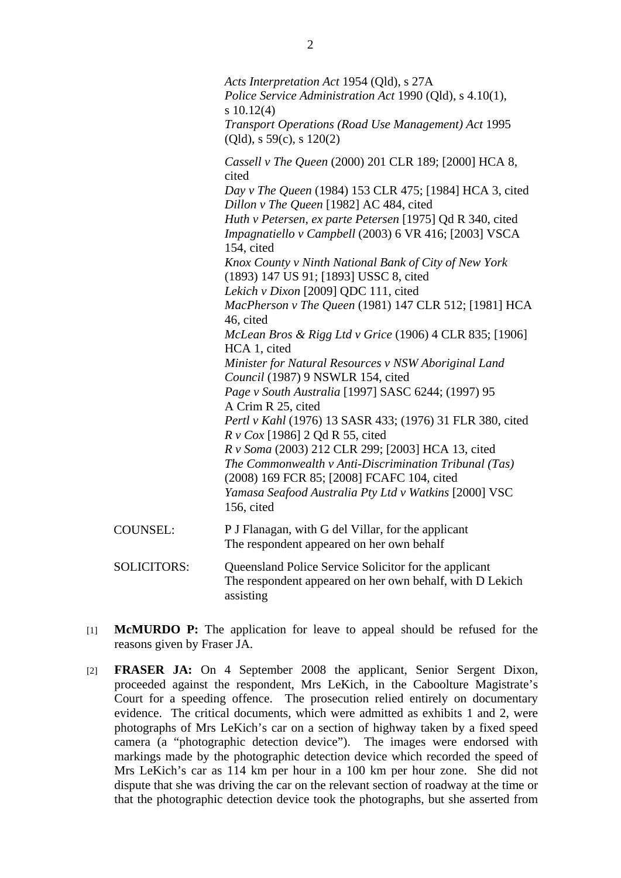*Acts Interpretation Act* 1954 (Qld), s 27A
*Police Service Administration Act* 1990 (Qld), s 4.10(1), s 10.12(4)
*Transport Operations (Road Use Management) Act* 1995 (Qld), s 59(c), s 120(2)

*Cassell v The Queen* (2000) 201 CLR 189; [2000] HCA 8, cited
*Day v The Queen* (1984) 153 CLR 475; [1984] HCA 3, cited
*Dillon v The Queen* [1982] AC 484, cited
*Huth v Petersen, ex parte Petersen* [1975] Qd R 340, cited
*Impagnatiello v Campbell* (2003) 6 VR 416; [2003] VSCA 154, cited
*Knox County v Ninth National Bank of City of New York* (1893) 147 US 91; [1893] USSC 8, cited
*Lekich v Dixon* [2009] QDC 111, cited
*MacPherson v The Queen* (1981) 147 CLR 512; [1981] HCA 46, cited
*McLean Bros & Rigg Ltd v Grice* (1906) 4 CLR 835; [1906] HCA 1, cited
*Minister for Natural Resources v NSW Aboriginal Land Council* (1987) 9 NSWLR 154, cited
*Page v South Australia* [1997] SASC 6244; (1997) 95 A Crim R 25, cited
*Pertl v Kahl* (1976) 13 SASR 433; (1976) 31 FLR 380, cited
*R v Cox* [1986] 2 Qd R 55, cited
*R v Soma* (2003) 212 CLR 299; [2003] HCA 13, cited
*The Commonwealth v Anti-Discrimination Tribunal (Tas)* (2008) 169 FCR 85; [2008] FCAFC 104, cited
*Yamasa Seafood Australia Pty Ltd v Watkins* [2000] VSC 156, cited

COUNSEL: P J Flanagan, with G del Villar, for the applicant
The respondent appeared on her own behalf

SOLICITORS: Queensland Police Service Solicitor for the applicant
The respondent appeared on her own behalf, with D Lekich assisting

[1] **McMURDO P:** The application for leave to appeal should be refused for the reasons given by Fraser JA.

[2] **FRASER JA:** On 4 September 2008 the applicant, Senior Sergent Dixon, proceeded against the respondent, Mrs LeKich, in the Caboolture Magistrate's Court for a speeding offence. The prosecution relied entirely on documentary evidence. The critical documents, which were admitted as exhibits 1 and 2, were photographs of Mrs LeKich's car on a section of highway taken by a fixed speed camera (a "photographic detection device"). The images were endorsed with markings made by the photographic detection device which recorded the speed of Mrs LeKich's car as 114 km per hour in a 100 km per hour zone. She did not dispute that she was driving the car on the relevant section of roadway at the time or that the photographic detection device took the photographs, but she asserted from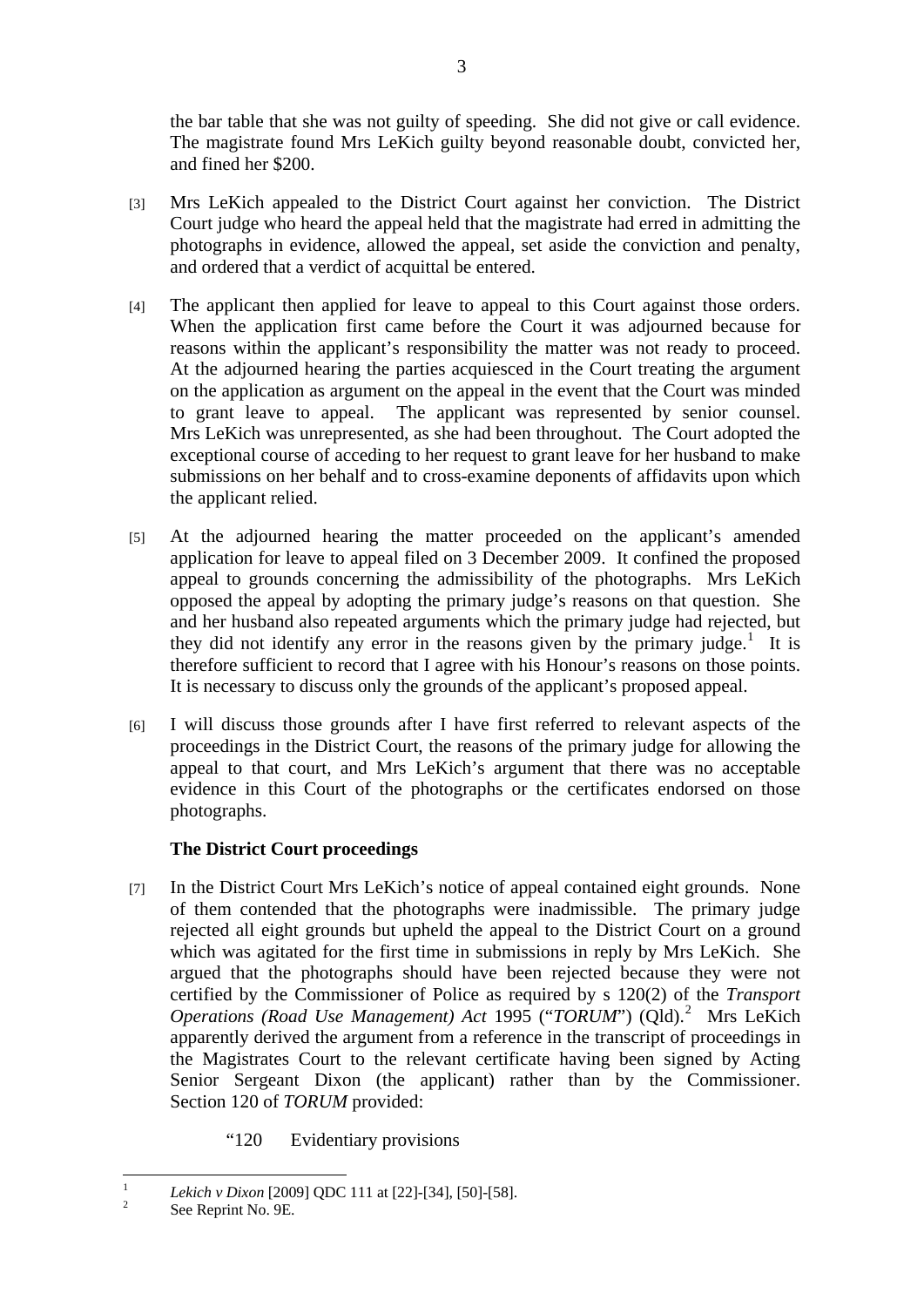the bar table that she was not guilty of speeding. She did not give or call evidence. The magistrate found Mrs LeKich guilty beyond reasonable doubt, convicted her, and fined her $200.

[3] Mrs LeKich appealed to the District Court against her conviction. The District Court judge who heard the appeal held that the magistrate had erred in admitting the photographs in evidence, allowed the appeal, set aside the conviction and penalty, and ordered that a verdict of acquittal be entered.

[4] The applicant then applied for leave to appeal to this Court against those orders. When the application first came before the Court it was adjourned because for reasons within the applicant's responsibility the matter was not ready to proceed. At the adjourned hearing the parties acquiesced in the Court treating the argument on the application as argument on the appeal in the event that the Court was minded to grant leave to appeal. The applicant was represented by senior counsel. Mrs LeKich was unrepresented, as she had been throughout. The Court adopted the exceptional course of acceding to her request to grant leave for her husband to make submissions on her behalf and to cross-examine deponents of affidavits upon which the applicant relied.

[5] At the adjourned hearing the matter proceeded on the applicant's amended application for leave to appeal filed on 3 December 2009. It confined the proposed appeal to grounds concerning the admissibility of the photographs. Mrs LeKich opposed the appeal by adopting the primary judge's reasons on that question. She and her husband also repeated arguments which the primary judge had rejected, but they did not identify any error in the reasons given by the primary judge.[1] It is therefore sufficient to record that I agree with his Honour's reasons on those points. It is necessary to discuss only the grounds of the applicant's proposed appeal.

[6] I will discuss those grounds after I have first referred to relevant aspects of the proceedings in the District Court, the reasons of the primary judge for allowing the appeal to that court, and Mrs LeKich's argument that there was no acceptable evidence in this Court of the photographs or the certificates endorsed on those photographs.

**The District Court proceedings**

[7] In the District Court Mrs LeKich's notice of appeal contained eight grounds. None of them contended that the photographs were inadmissible. The primary judge rejected all eight grounds but upheld the appeal to the District Court on a ground which was agitated for the first time in submissions in reply by Mrs LeKich. She argued that the photographs should have been rejected because they were not certified by the Commissioner of Police as required by s 120(2) of the *Transport Operations (Road Use Management) Act* 1995 ("*TORUM*") (Qld).[2] Mrs LeKich apparently derived the argument from a reference in the transcript of proceedings in the Magistrates Court to the relevant certificate having been signed by Acting Senior Sergeant Dixon (the applicant) rather than by the Commissioner. Section 120 of *TORUM* provided:

> "120 Evidentiary provisions

---

[1] *Lekich v Dixon* [2009] QDC 111 at [22]-[34], [50]-[58].

[2] See Reprint No. 9E.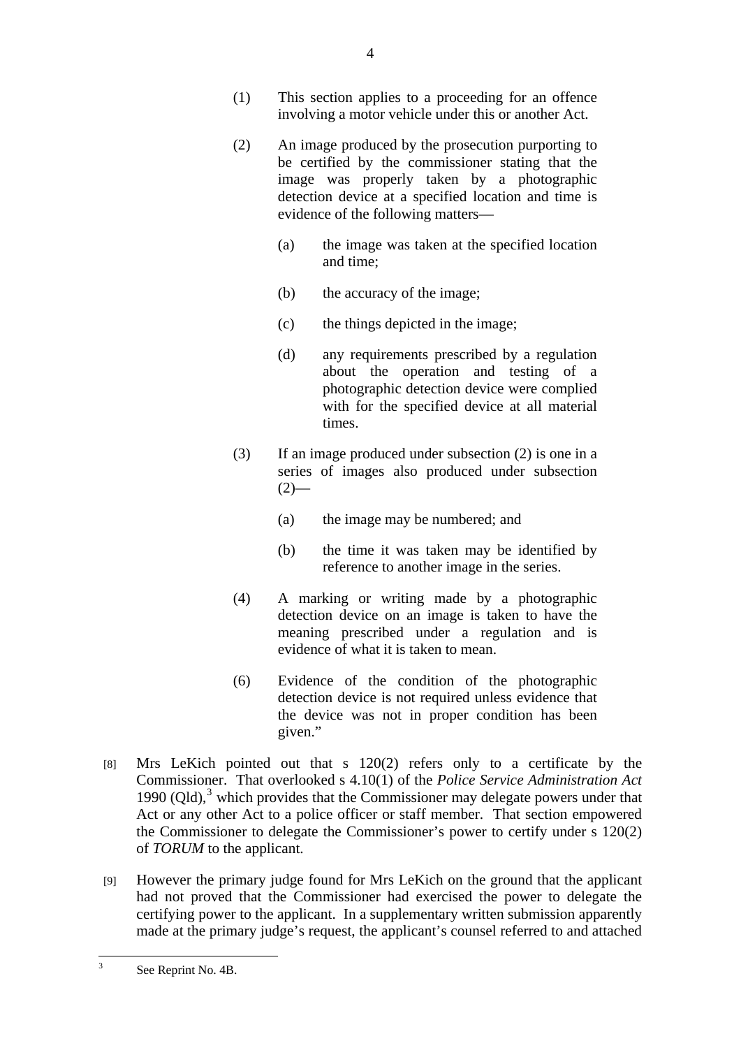(1) This section applies to a proceeding for an offence involving a motor vehicle under this or another Act.

(2) An image produced by the prosecution purporting to be certified by the commissioner stating that the image was properly taken by a photographic detection device at a specified location and time is evidence of the following matters—

(a) the image was taken at the specified location and time;

(b) the accuracy of the image;

(c) the things depicted in the image;

(d) any requirements prescribed by a regulation about the operation and testing of a photographic detection device were complied with for the specified device at all material times.

(3) If an image produced under subsection (2) is one in a series of images also produced under subsection (2)—

(a) the image may be numbered; and

(b) the time it was taken may be identified by reference to another image in the series.

(4) A marking or writing made by a photographic detection device on an image is taken to have the meaning prescribed under a regulation and is evidence of what it is taken to mean.

(6) Evidence of the condition of the photographic detection device is not required unless evidence that the device was not in proper condition has been given."

[8] Mrs LeKich pointed out that s 120(2) refers only to a certificate by the Commissioner. That overlooked s 4.10(1) of the *Police Service Administration Act* 1990 (Qld),[3] which provides that the Commissioner may delegate powers under that Act or any other Act to a police officer or staff member. That section empowered the Commissioner to delegate the Commissioner's power to certify under s 120(2) of *TORUM* to the applicant.

[9] However the primary judge found for Mrs LeKich on the ground that the applicant had not proved that the Commissioner had exercised the power to delegate the certifying power to the applicant. In a supplementary written submission apparently made at the primary judge's request, the applicant's counsel referred to and attached

---

[3] See Reprint No. 4B.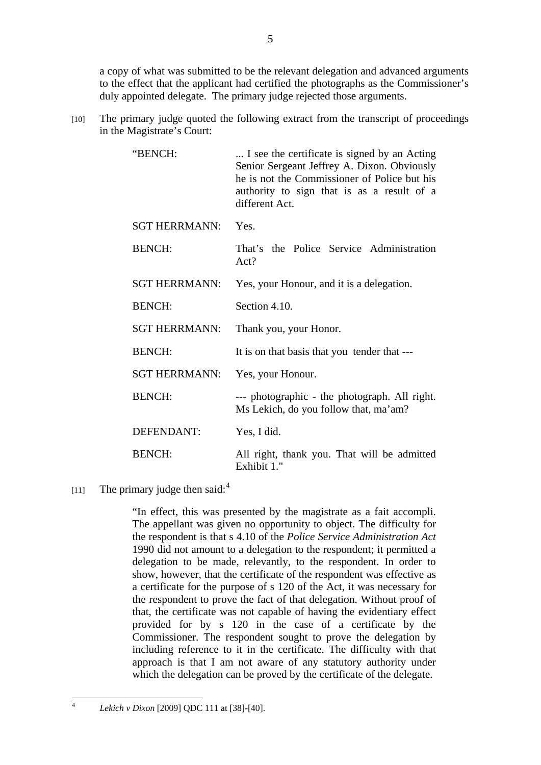a copy of what was submitted to be the relevant delegation and advanced arguments to the effect that the applicant had certified the photographs as the Commissioner's duly appointed delegate. The primary judge rejected those arguments.

[10] The primary judge quoted the following extract from the transcript of proceedings in the Magistrate's Court:

| | |
|---|---|
| "BENCH: | ... I see the certificate is signed by an Acting Senior Sergeant Jeffrey A. Dixon. Obviously he is not the Commissioner of Police but his authority to sign that is as a result of a different Act. |
| SGT HERRMANN: | Yes. |
| BENCH: | That's the Police Service Administration Act? |
| SGT HERRMANN: | Yes, your Honour, and it is a delegation. |
| BENCH: | Section 4.10. |
| SGT HERRMANN: | Thank you, your Honor. |
| BENCH: | It is on that basis that you tender that --- |
| SGT HERRMANN: | Yes, your Honour. |
| BENCH: | --- photographic - the photograph. All right. Ms Lekich, do you follow that, ma'am? |
| DEFENDANT: | Yes, I did. |
| BENCH: | All right, thank you. That will be admitted Exhibit 1." |

[11] The primary judge then said:[4]

> "In effect, this was presented by the magistrate as a fait accompli. The appellant was given no opportunity to object. The difficulty for the respondent is that s 4.10 of the *Police Service Administration Act* 1990 did not amount to a delegation to the respondent; it permitted a delegation to be made, relevantly, to the respondent. In order to show, however, that the certificate of the respondent was effective as a certificate for the purpose of s 120 of the Act, it was necessary for the respondent to prove the fact of that delegation. Without proof of that, the certificate was not capable of having the evidentiary effect provided for by s 120 in the case of a certificate by the Commissioner. The respondent sought to prove the delegation by including reference to it in the certificate. The difficulty with that approach is that I am not aware of any statutory authority under which the delegation can be proved by the certificate of the delegate.

---

[4] *Lekich v Dixon* [2009] QDC 111 at [38]-[40].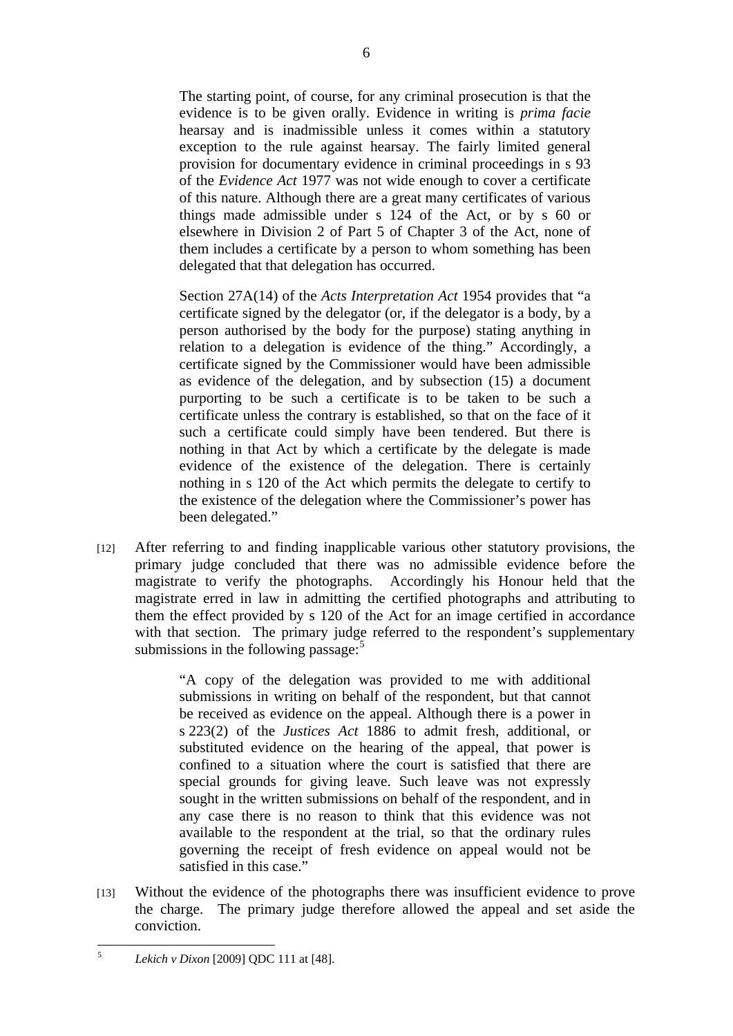> The starting point, of course, for any criminal prosecution is that the evidence is to be given orally. Evidence in writing is *prima facie* hearsay and is inadmissible unless it comes within a statutory exception to the rule against hearsay. The fairly limited general provision for documentary evidence in criminal proceedings in s 93 of the *Evidence Act* 1977 was not wide enough to cover a certificate of this nature. Although there are a great many certificates of various things made admissible under s 124 of the Act, or by s 60 or elsewhere in Division 2 of Part 5 of Chapter 3 of the Act, none of them includes a certificate by a person to whom something has been delegated that that delegation has occurred.
>
> Section 27A(14) of the *Acts Interpretation Act* 1954 provides that "a certificate signed by the delegator (or, if the delegator is a body, by a person authorised by the body for the purpose) stating anything in relation to a delegation is evidence of the thing." Accordingly, a certificate signed by the Commissioner would have been admissible as evidence of the delegation, and by subsection (15) a document purporting to be such a certificate is to be taken to be such a certificate unless the contrary is established, so that on the face of it such a certificate could simply have been tendered. But there is nothing in that Act by which a certificate by the delegate is made evidence of the existence of the delegation. There is certainly nothing in s 120 of the Act which permits the delegate to certify to the existence of the delegation where the Commissioner's power has been delegated."

[12] After referring to and finding inapplicable various other statutory provisions, the primary judge concluded that there was no admissible evidence before the magistrate to verify the photographs. Accordingly his Honour held that the magistrate erred in law in admitting the certified photographs and attributing to them the effect provided by s 120 of the Act for an image certified in accordance with that section. The primary judge referred to the respondent's supplementary submissions in the following passage:[5]

> "A copy of the delegation was provided to me with additional submissions in writing on behalf of the respondent, but that cannot be received as evidence on the appeal. Although there is a power in s 223(2) of the *Justices Act* 1886 to admit fresh, additional, or substituted evidence on the hearing of the appeal, that power is confined to a situation where the court is satisfied that there are special grounds for giving leave. Such leave was not expressly sought in the written submissions on behalf of the respondent, and in any case there is no reason to think that this evidence was not available to the respondent at the trial, so that the ordinary rules governing the receipt of fresh evidence on appeal would not be satisfied in this case."

[13] Without the evidence of the photographs there was insufficient evidence to prove the charge. The primary judge therefore allowed the appeal and set aside the conviction.

---

[5] *Lekich v Dixon* [2009] QDC 111 at [48].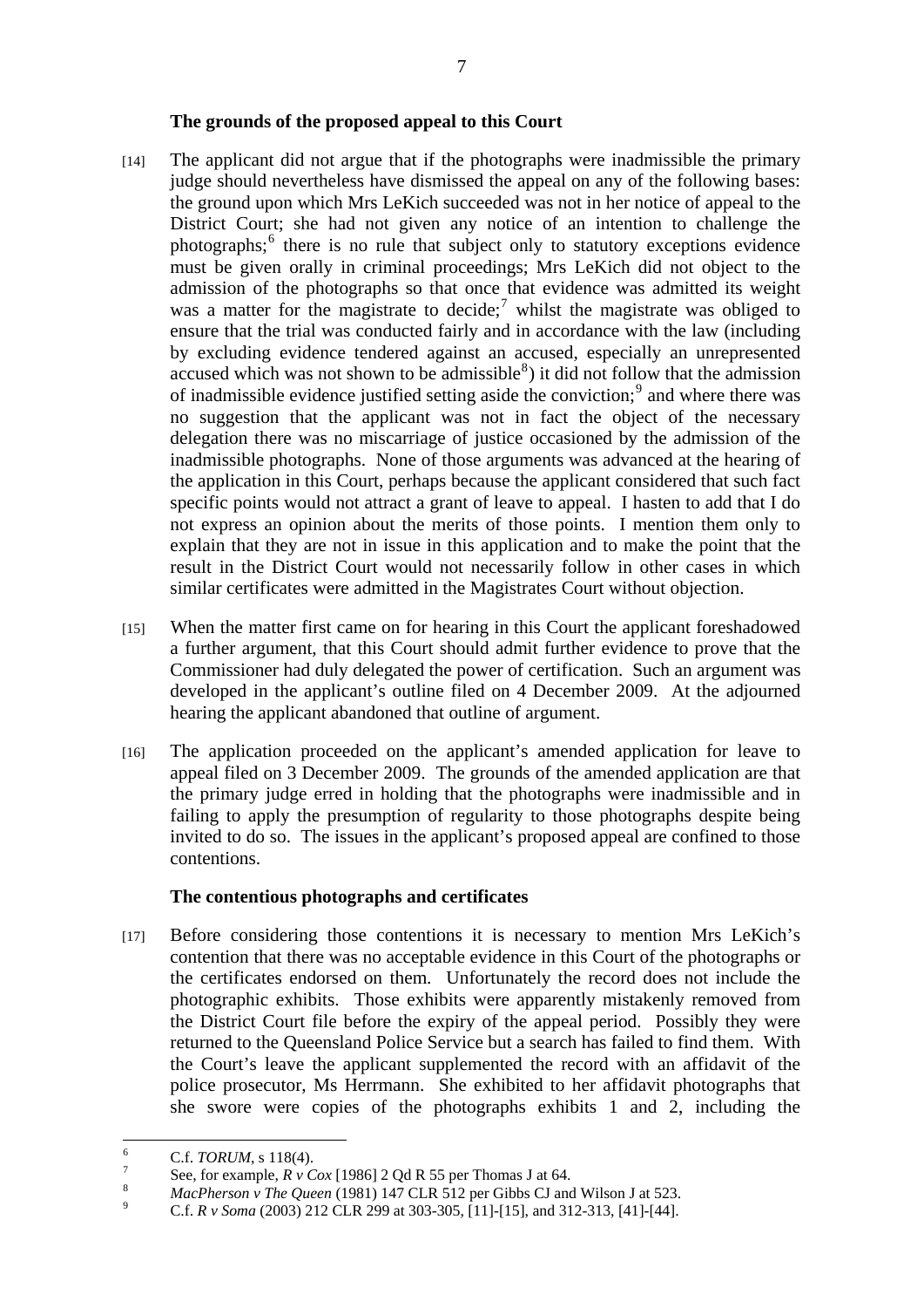**The grounds of the proposed appeal to this Court**

[14] The applicant did not argue that if the photographs were inadmissible the primary judge should nevertheless have dismissed the appeal on any of the following bases: the ground upon which Mrs LeKich succeeded was not in her notice of appeal to the District Court; she had not given any notice of an intention to challenge the photographs;[6] there is no rule that subject only to statutory exceptions evidence must be given orally in criminal proceedings; Mrs LeKich did not object to the admission of the photographs so that once that evidence was admitted its weight was a matter for the magistrate to decide;[7] whilst the magistrate was obliged to ensure that the trial was conducted fairly and in accordance with the law (including by excluding evidence tendered against an accused, especially an unrepresented accused which was not shown to be admissible[8]) it did not follow that the admission of inadmissible evidence justified setting aside the conviction;[9] and where there was no suggestion that the applicant was not in fact the object of the necessary delegation there was no miscarriage of justice occasioned by the admission of the inadmissible photographs. None of those arguments was advanced at the hearing of the application in this Court, perhaps because the applicant considered that such fact specific points would not attract a grant of leave to appeal. I hasten to add that I do not express an opinion about the merits of those points. I mention them only to explain that they are not in issue in this application and to make the point that the result in the District Court would not necessarily follow in other cases in which similar certificates were admitted in the Magistrates Court without objection.

[15] When the matter first came on for hearing in this Court the applicant foreshadowed a further argument, that this Court should admit further evidence to prove that the Commissioner had duly delegated the power of certification. Such an argument was developed in the applicant's outline filed on 4 December 2009. At the adjourned hearing the applicant abandoned that outline of argument.

[16] The application proceeded on the applicant's amended application for leave to appeal filed on 3 December 2009. The grounds of the amended application are that the primary judge erred in holding that the photographs were inadmissible and in failing to apply the presumption of regularity to those photographs despite being invited to do so. The issues in the applicant's proposed appeal are confined to those contentions.

**The contentious photographs and certificates**

[17] Before considering those contentions it is necessary to mention Mrs LeKich's contention that there was no acceptable evidence in this Court of the photographs or the certificates endorsed on them. Unfortunately the record does not include the photographic exhibits. Those exhibits were apparently mistakenly removed from the District Court file before the expiry of the appeal period. Possibly they were returned to the Queensland Police Service but a search has failed to find them. With the Court's leave the applicant supplemented the record with an affidavit of the police prosecutor, Ms Herrmann. She exhibited to her affidavit photographs that she swore were copies of the photographs exhibits 1 and 2, including the

---

[6] C.f. *TORUM*, s 118(4).

[7] See, for example, *R v Cox* [1986] 2 Qd R 55 per Thomas J at 64.

[8] *MacPherson v The Queen* (1981) 147 CLR 512 per Gibbs CJ and Wilson J at 523.

[9] C.f. *R v Soma* (2003) 212 CLR 299 at 303-305, [11]-[15], and 312-313, [41]-[44].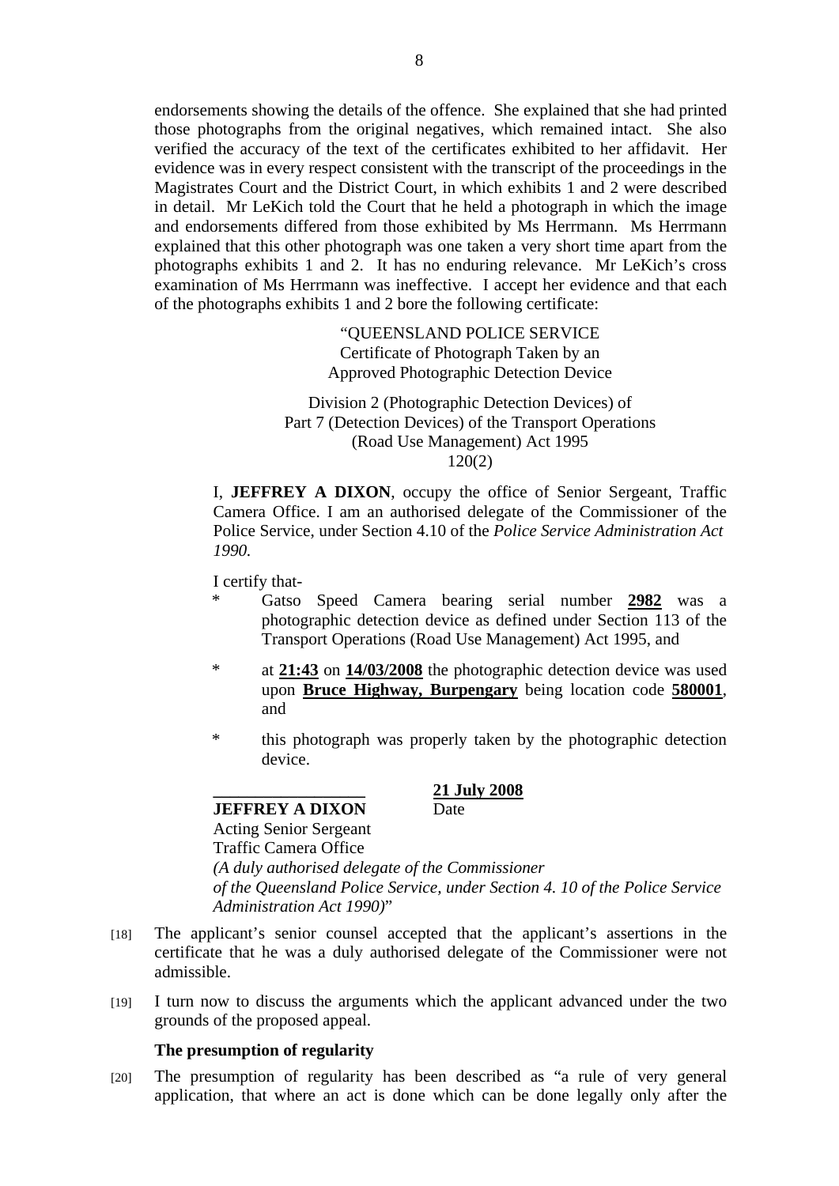endorsements showing the details of the offence. She explained that she had printed those photographs from the original negatives, which remained intact. She also verified the accuracy of the text of the certificates exhibited to her affidavit. Her evidence was in every respect consistent with the transcript of the proceedings in the Magistrates Court and the District Court, in which exhibits 1 and 2 were described in detail. Mr LeKich told the Court that he held a photograph in which the image and endorsements differed from those exhibited by Ms Herrmann. Ms Herrmann explained that this other photograph was one taken a very short time apart from the photographs exhibits 1 and 2. It has no enduring relevance. Mr LeKich's cross examination of Ms Herrmann was ineffective. I accept her evidence and that each of the photographs exhibits 1 and 2 bore the following certificate:

> "QUEENSLAND POLICE SERVICE
> Certificate of Photograph Taken by an
> Approved Photographic Detection Device
>
> Division 2 (Photographic Detection Devices) of
> Part 7 (Detection Devices) of the Transport Operations
> (Road Use Management) Act 1995
> 120(2)
>
> I, **JEFFREY A DIXON**, occupy the office of Senior Sergeant, Traffic Camera Office. I am an authorised delegate of the Commissioner of the Police Service, under Section 4.10 of the *Police Service Administration Act 1990.*
>
> I certify that-
>
> \* Gatso Speed Camera bearing serial number **2982** was a photographic detection device as defined under Section 113 of the Transport Operations (Road Use Management) Act 1995, and
>
> \* at **21:43** on **14/03/2008** the photographic detection device was used upon **Bruce Highway, Burpengary** being location code **580001**, and
>
> \* this photograph was properly taken by the photographic detection device.
>
> \_\_\_\_\_\_\_\_\_\_\_\_\_\_\_\_\_\_ **21 July 2008**
> **JEFFREY A DIXON** Date
> Acting Senior Sergeant
> Traffic Camera Office
> *(A duly authorised delegate of the Commissioner of the Queensland Police Service, under Section 4. 10 of the Police Service Administration Act 1990)*"

[18] The applicant's senior counsel accepted that the applicant's assertions in the certificate that he was a duly authorised delegate of the Commissioner were not admissible.

[19] I turn now to discuss the arguments which the applicant advanced under the two grounds of the proposed appeal.

### The presumption of regularity

[20] The presumption of regularity has been described as "a rule of very general application, that where an act is done which can be done legally only after the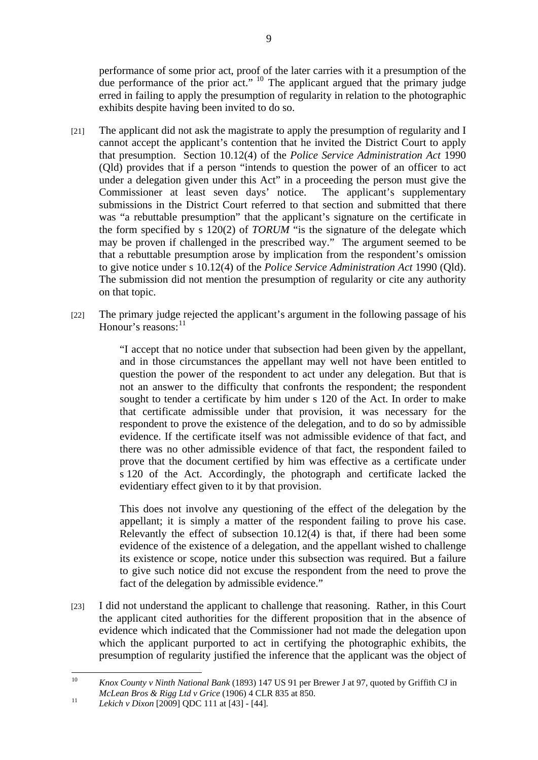performance of some prior act, proof of the later carries with it a presumption of the due performance of the prior act." [10] The applicant argued that the primary judge erred in failing to apply the presumption of regularity in relation to the photographic exhibits despite having been invited to do so.

[21] The applicant did not ask the magistrate to apply the presumption of regularity and I cannot accept the applicant's contention that he invited the District Court to apply that presumption. Section 10.12(4) of the *Police Service Administration Act* 1990 (Qld) provides that if a person "intends to question the power of an officer to act under a delegation given under this Act" in a proceeding the person must give the Commissioner at least seven days' notice. The applicant's supplementary submissions in the District Court referred to that section and submitted that there was "a rebuttable presumption" that the applicant's signature on the certificate in the form specified by s 120(2) of *TORUM* "is the signature of the delegate which may be proven if challenged in the prescribed way." The argument seemed to be that a rebuttable presumption arose by implication from the respondent's omission to give notice under s 10.12(4) of the *Police Service Administration Act* 1990 (Qld). The submission did not mention the presumption of regularity or cite any authority on that topic.

[22] The primary judge rejected the applicant's argument in the following passage of his Honour's reasons:[11]

> "I accept that no notice under that subsection had been given by the appellant, and in those circumstances the appellant may well not have been entitled to question the power of the respondent to act under any delegation. But that is not an answer to the difficulty that confronts the respondent; the respondent sought to tender a certificate by him under s 120 of the Act. In order to make that certificate admissible under that provision, it was necessary for the respondent to prove the existence of the delegation, and to do so by admissible evidence. If the certificate itself was not admissible evidence of that fact, and there was no other admissible evidence of that fact, the respondent failed to prove that the document certified by him was effective as a certificate under s 120 of the Act. Accordingly, the photograph and certificate lacked the evidentiary effect given to it by that provision.
>
> This does not involve any questioning of the effect of the delegation by the appellant; it is simply a matter of the respondent failing to prove his case. Relevantly the effect of subsection 10.12(4) is that, if there had been some evidence of the existence of a delegation, and the appellant wished to challenge its existence or scope, notice under this subsection was required. But a failure to give such notice did not excuse the respondent from the need to prove the fact of the delegation by admissible evidence."

[23] I did not understand the applicant to challenge that reasoning. Rather, in this Court the applicant cited authorities for the different proposition that in the absence of evidence which indicated that the Commissioner had not made the delegation upon which the applicant purported to act in certifying the photographic exhibits, the presumption of regularity justified the inference that the applicant was the object of

---

[10] *Knox County v Ninth National Bank* (1893) 147 US 91 per Brewer J at 97, quoted by Griffith CJ in *McLean Bros & Rigg Ltd v Grice* (1906) 4 CLR 835 at 850.

[11] *Lekich v Dixon* [2009] QDC 111 at [43] - [44].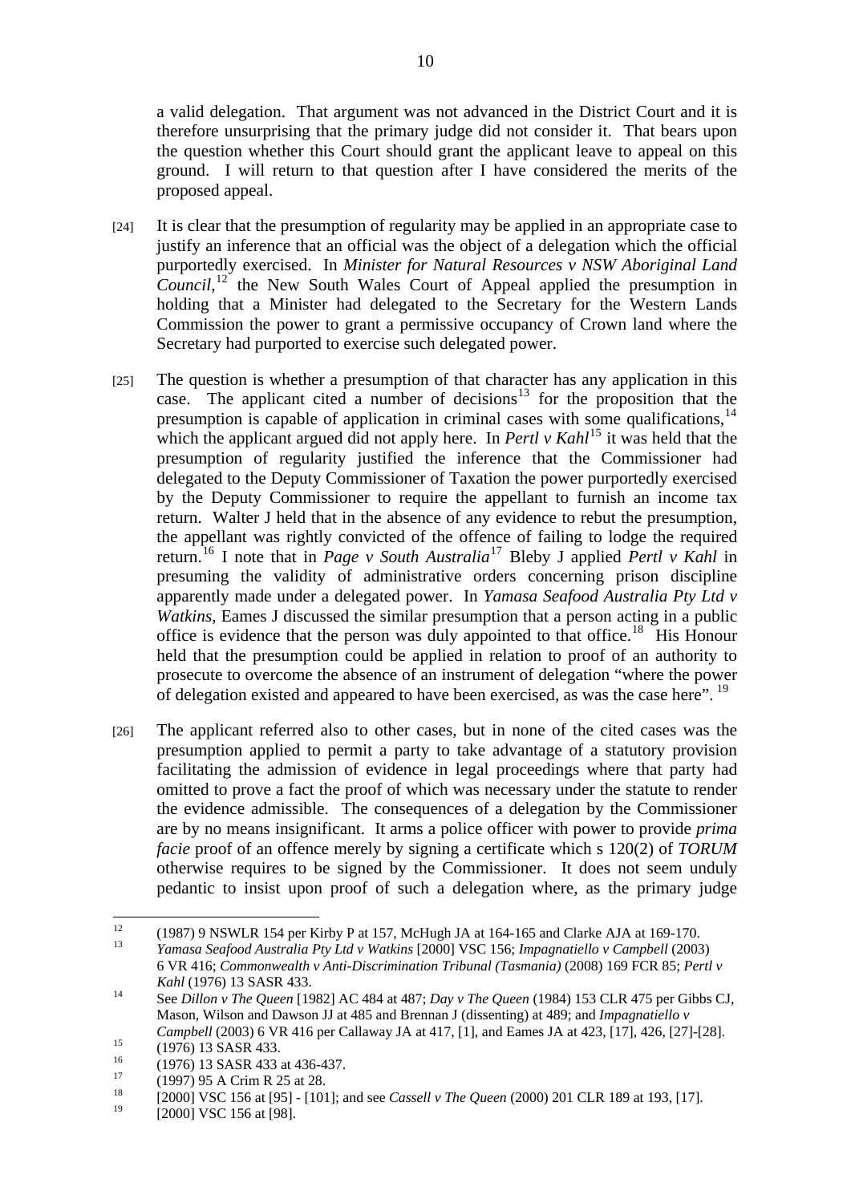a valid delegation. That argument was not advanced in the District Court and it is therefore unsurprising that the primary judge did not consider it. That bears upon the question whether this Court should grant the applicant leave to appeal on this ground. I will return to that question after I have considered the merits of the proposed appeal.

[24] It is clear that the presumption of regularity may be applied in an appropriate case to justify an inference that an official was the object of a delegation which the official purportedly exercised. In *Minister for Natural Resources v NSW Aboriginal Land Council*,[12] the New South Wales Court of Appeal applied the presumption in holding that a Minister had delegated to the Secretary for the Western Lands Commission the power to grant a permissive occupancy of Crown land where the Secretary had purported to exercise such delegated power.

[25] The question is whether a presumption of that character has any application in this case. The applicant cited a number of decisions[13] for the proposition that the presumption is capable of application in criminal cases with some qualifications,[14] which the applicant argued did not apply here. In *Pertl v Kahl*[15] it was held that the presumption of regularity justified the inference that the Commissioner had delegated to the Deputy Commissioner of Taxation the power purportedly exercised by the Deputy Commissioner to require the appellant to furnish an income tax return. Walter J held that in the absence of any evidence to rebut the presumption, the appellant was rightly convicted of the offence of failing to lodge the required return.[16] I note that in *Page v South Australia*[17] Bleby J applied *Pertl v Kahl* in presuming the validity of administrative orders concerning prison discipline apparently made under a delegated power. In *Yamasa Seafood Australia Pty Ltd v Watkins*, Eames J discussed the similar presumption that a person acting in a public office is evidence that the person was duly appointed to that office.[18] His Honour held that the presumption could be applied in relation to proof of an authority to prosecute to overcome the absence of an instrument of delegation "where the power of delegation existed and appeared to have been exercised, as was the case here".[19]

[26] The applicant referred also to other cases, but in none of the cited cases was the presumption applied to permit a party to take advantage of a statutory provision facilitating the admission of evidence in legal proceedings where that party had omitted to prove a fact the proof of which was necessary under the statute to render the evidence admissible. The consequences of a delegation by the Commissioner are by no means insignificant. It arms a police officer with power to provide *prima facie* proof of an offence merely by signing a certificate which s 120(2) of *TORUM* otherwise requires to be signed by the Commissioner. It does not seem unduly pedantic to insist upon proof of such a delegation where, as the primary judge

---

[12] (1987) 9 NSWLR 154 per Kirby P at 157, McHugh JA at 164-165 and Clarke AJA at 169-170.

[13] *Yamasa Seafood Australia Pty Ltd v Watkins* [2000] VSC 156; *Impagnatiello v Campbell* (2003) 6 VR 416; *Commonwealth v Anti-Discrimination Tribunal (Tasmania)* (2008) 169 FCR 85; *Pertl v Kahl* (1976) 13 SASR 433.

[14] See *Dillon v The Queen* [1982] AC 484 at 487; *Day v The Queen* (1984) 153 CLR 475 per Gibbs CJ, Mason, Wilson and Dawson JJ at 485 and Brennan J (dissenting) at 489; and *Impagnatiello v Campbell* (2003) 6 VR 416 per Callaway JA at 417, [1], and Eames JA at 423, [17], 426, [27]-[28].

[15] (1976) 13 SASR 433.

[16] (1976) 13 SASR 433 at 436-437.

[17] (1997) 95 A Crim R 25 at 28.

[18] [2000] VSC 156 at [95] - [101]; and see *Cassell v The Queen* (2000) 201 CLR 189 at 193, [17].

[19] [2000] VSC 156 at [98].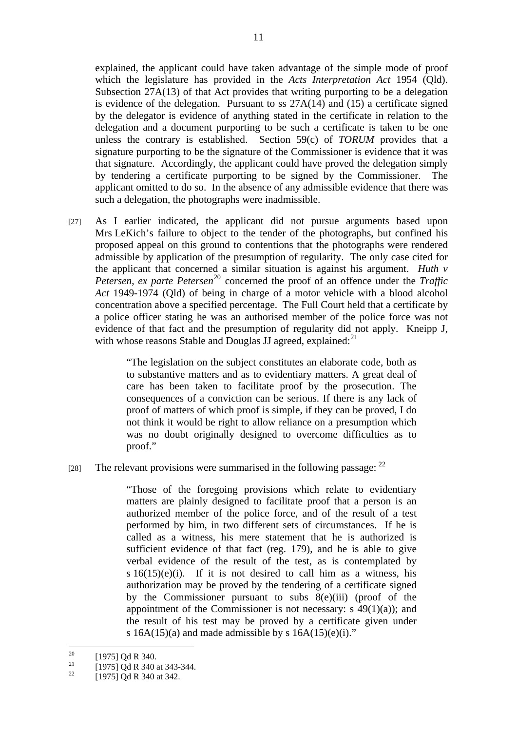explained, the applicant could have taken advantage of the simple mode of proof which the legislature has provided in the *Acts Interpretation Act* 1954 (Qld). Subsection 27A(13) of that Act provides that writing purporting to be a delegation is evidence of the delegation. Pursuant to ss 27A(14) and (15) a certificate signed by the delegator is evidence of anything stated in the certificate in relation to the delegation and a document purporting to be such a certificate is taken to be one unless the contrary is established. Section 59(c) of *TORUM* provides that a signature purporting to be the signature of the Commissioner is evidence that it was that signature. Accordingly, the applicant could have proved the delegation simply by tendering a certificate purporting to be signed by the Commissioner. The applicant omitted to do so. In the absence of any admissible evidence that there was such a delegation, the photographs were inadmissible.

[27] As I earlier indicated, the applicant did not pursue arguments based upon Mrs LeKich's failure to object to the tender of the photographs, but confined his proposed appeal on this ground to contentions that the photographs were rendered admissible by application of the presumption of regularity. The only case cited for the applicant that concerned a similar situation is against his argument. *Huth v Petersen, ex parte Petersen*[20] concerned the proof of an offence under the *Traffic Act* 1949-1974 (Qld) of being in charge of a motor vehicle with a blood alcohol concentration above a specified percentage. The Full Court held that a certificate by a police officer stating he was an authorised member of the police force was not evidence of that fact and the presumption of regularity did not apply. Kneipp J, with whose reasons Stable and Douglas JJ agreed, explained:[21]

> "The legislation on the subject constitutes an elaborate code, both as to substantive matters and as to evidentiary matters. A great deal of care has been taken to facilitate proof by the prosecution. The consequences of a conviction can be serious. If there is any lack of proof of matters of which proof is simple, if they can be proved, I do not think it would be right to allow reliance on a presumption which was no doubt originally designed to overcome difficulties as to proof."

[28] The relevant provisions were summarised in the following passage: [22]

> "Those of the foregoing provisions which relate to evidentiary matters are plainly designed to facilitate proof that a person is an authorized member of the police force, and of the result of a test performed by him, in two different sets of circumstances. If he is called as a witness, his mere statement that he is authorized is sufficient evidence of that fact (reg. 179), and he is able to give verbal evidence of the result of the test, as is contemplated by s 16(15)(e)(i). If it is not desired to call him as a witness, his authorization may be proved by the tendering of a certificate signed by the Commissioner pursuant to subs 8(e)(iii) (proof of the appointment of the Commissioner is not necessary: s 49(1)(a)); and the result of his test may be proved by a certificate given under s 16A(15)(a) and made admissible by s 16A(15)(e)(i)."

---

[20] [1975] Qd R 340.

[21] [1975] Qd R 340 at 343-344.

[22] [1975] Qd R 340 at 342.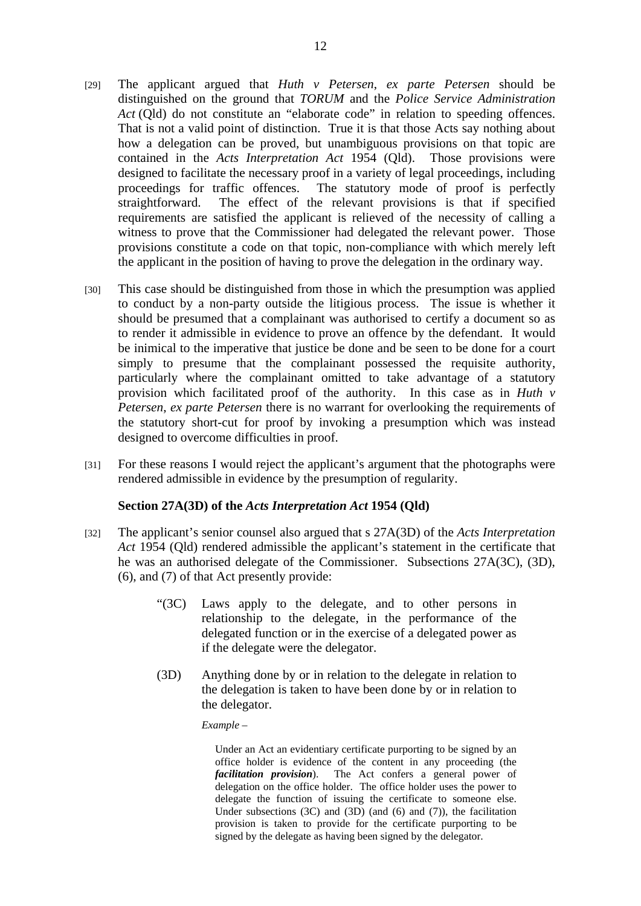[29] The applicant argued that *Huth v Petersen*, *ex parte Petersen* should be distinguished on the ground that *TORUM* and the *Police Service Administration Act* (Qld) do not constitute an "elaborate code" in relation to speeding offences. That is not a valid point of distinction. True it is that those Acts say nothing about how a delegation can be proved, but unambiguous provisions on that topic are contained in the *Acts Interpretation Act* 1954 (Qld). Those provisions were designed to facilitate the necessary proof in a variety of legal proceedings, including proceedings for traffic offences. The statutory mode of proof is perfectly straightforward. The effect of the relevant provisions is that if specified requirements are satisfied the applicant is relieved of the necessity of calling a witness to prove that the Commissioner had delegated the relevant power. Those provisions constitute a code on that topic, non-compliance with which merely left the applicant in the position of having to prove the delegation in the ordinary way.

[30] This case should be distinguished from those in which the presumption was applied to conduct by a non-party outside the litigious process. The issue is whether it should be presumed that a complainant was authorised to certify a document so as to render it admissible in evidence to prove an offence by the defendant. It would be inimical to the imperative that justice be done and be seen to be done for a court simply to presume that the complainant possessed the requisite authority, particularly where the complainant omitted to take advantage of a statutory provision which facilitated proof of the authority. In this case as in *Huth v Petersen*, *ex parte Petersen* there is no warrant for overlooking the requirements of the statutory short-cut for proof by invoking a presumption which was instead designed to overcome difficulties in proof.

[31] For these reasons I would reject the applicant's argument that the photographs were rendered admissible in evidence by the presumption of regularity.

### Section 27A(3D) of the *Acts Interpretation Act* 1954 (Qld)

[32] The applicant's senior counsel also argued that s 27A(3D) of the *Acts Interpretation Act* 1954 (Qld) rendered admissible the applicant's statement in the certificate that he was an authorised delegate of the Commissioner. Subsections 27A(3C), (3D), (6), and (7) of that Act presently provide:

> "(3C) Laws apply to the delegate, and to other persons in relationship to the delegate, in the performance of the delegated function or in the exercise of a delegated power as if the delegate were the delegator.
>
> (3D) Anything done by or in relation to the delegate in relation to the delegation is taken to have been done by or in relation to the delegator.
>
> *Example –*
>
> Under an Act an evidentiary certificate purporting to be signed by an office holder is evidence of the content in any proceeding (the ***facilitation provision***). The Act confers a general power of delegation on the office holder. The office holder uses the power to delegate the function of issuing the certificate to someone else. Under subsections (3C) and (3D) (and (6) and (7)), the facilitation provision is taken to provide for the certificate purporting to be signed by the delegate as having been signed by the delegator.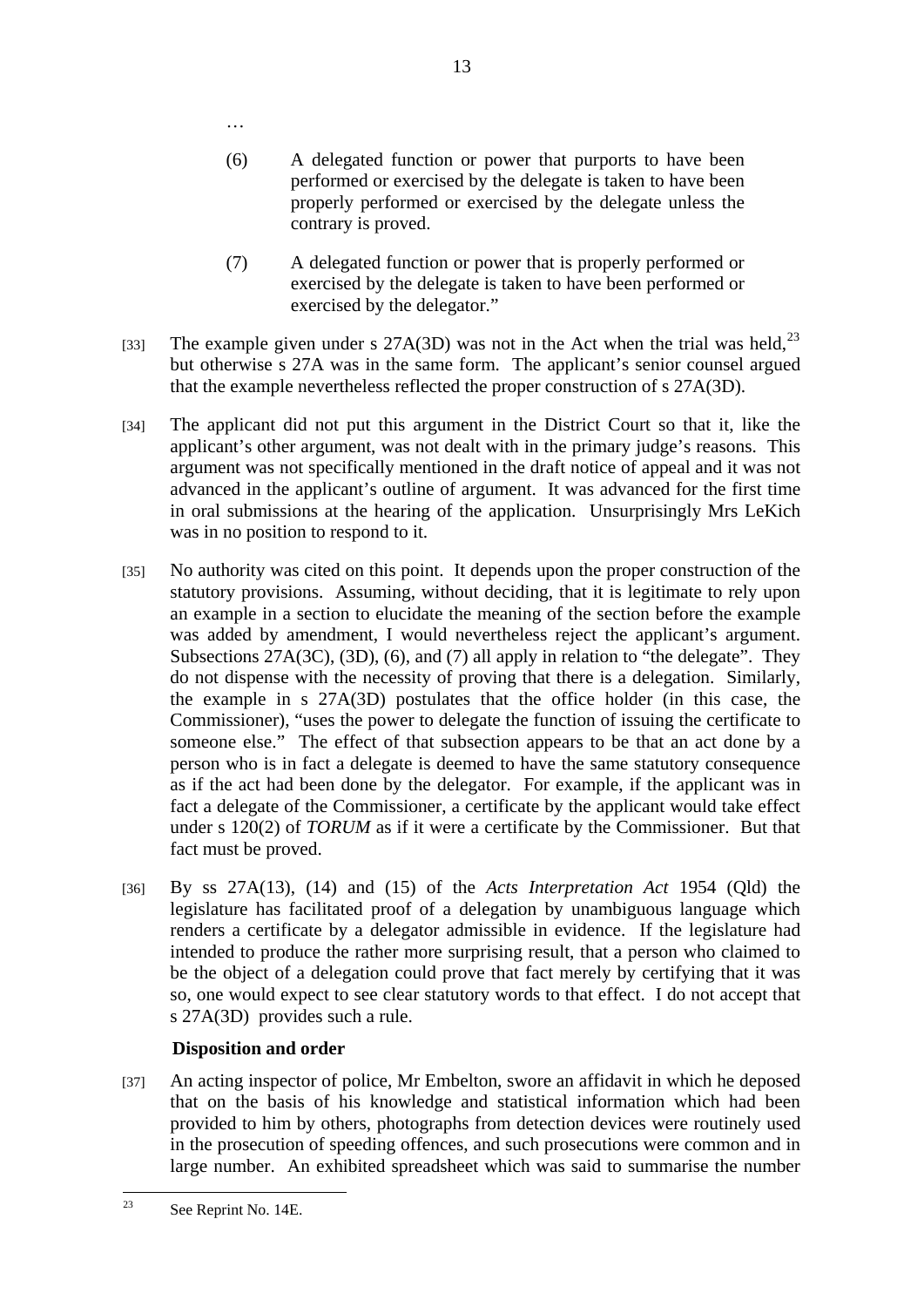…

> (6) A delegated function or power that purports to have been performed or exercised by the delegate is taken to have been properly performed or exercised by the delegate unless the contrary is proved.
>
> (7) A delegated function or power that is properly performed or exercised by the delegate is taken to have been performed or exercised by the delegator."

[33] The example given under s 27A(3D) was not in the Act when the trial was held,[23] but otherwise s 27A was in the same form. The applicant's senior counsel argued that the example nevertheless reflected the proper construction of s 27A(3D).

[34] The applicant did not put this argument in the District Court so that it, like the applicant's other argument, was not dealt with in the primary judge's reasons. This argument was not specifically mentioned in the draft notice of appeal and it was not advanced in the applicant's outline of argument. It was advanced for the first time in oral submissions at the hearing of the application. Unsurprisingly Mrs LeKich was in no position to respond to it.

[35] No authority was cited on this point. It depends upon the proper construction of the statutory provisions. Assuming, without deciding, that it is legitimate to rely upon an example in a section to elucidate the meaning of the section before the example was added by amendment, I would nevertheless reject the applicant's argument. Subsections 27A(3C), (3D), (6), and (7) all apply in relation to "the delegate". They do not dispense with the necessity of proving that there is a delegation. Similarly, the example in s 27A(3D) postulates that the office holder (in this case, the Commissioner), "uses the power to delegate the function of issuing the certificate to someone else." The effect of that subsection appears to be that an act done by a person who is in fact a delegate is deemed to have the same statutory consequence as if the act had been done by the delegator. For example, if the applicant was in fact a delegate of the Commissioner, a certificate by the applicant would take effect under s 120(2) of *TORUM* as if it were a certificate by the Commissioner. But that fact must be proved.

[36] By ss 27A(13), (14) and (15) of the *Acts Interpretation Act* 1954 (Qld) the legislature has facilitated proof of a delegation by unambiguous language which renders a certificate by a delegator admissible in evidence. If the legislature had intended to produce the rather more surprising result, that a person who claimed to be the object of a delegation could prove that fact merely by certifying that it was so, one would expect to see clear statutory words to that effect. I do not accept that s 27A(3D) provides such a rule.

### Disposition and order

[37] An acting inspector of police, Mr Embelton, swore an affidavit in which he deposed that on the basis of his knowledge and statistical information which had been provided to him by others, photographs from detection devices were routinely used in the prosecution of speeding offences, and such prosecutions were common and in large number. An exhibited spreadsheet which was said to summarise the number

---

[23] See Reprint No. 14E.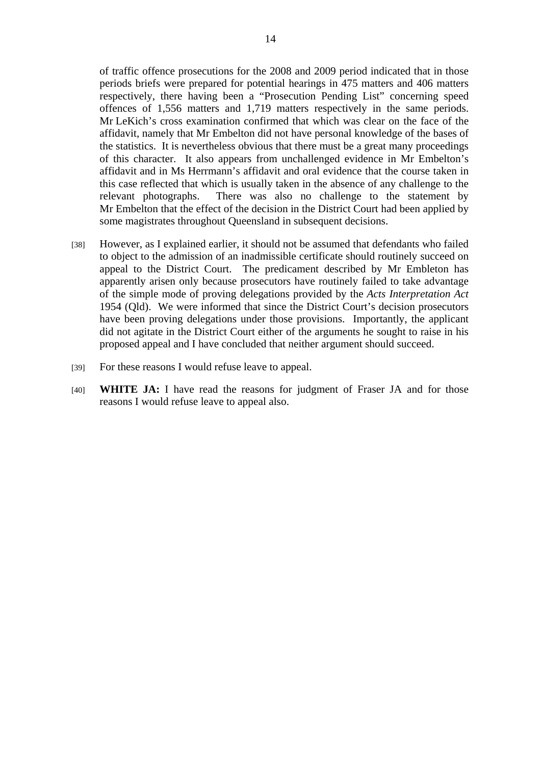of traffic offence prosecutions for the 2008 and 2009 period indicated that in those periods briefs were prepared for potential hearings in 475 matters and 406 matters respectively, there having been a "Prosecution Pending List" concerning speed offences of 1,556 matters and 1,719 matters respectively in the same periods. Mr LeKich's cross examination confirmed that which was clear on the face of the affidavit, namely that Mr Embelton did not have personal knowledge of the bases of the statistics. It is nevertheless obvious that there must be a great many proceedings of this character. It also appears from unchallenged evidence in Mr Embelton's affidavit and in Ms Herrmann's affidavit and oral evidence that the course taken in this case reflected that which is usually taken in the absence of any challenge to the relevant photographs. There was also no challenge to the statement by Mr Embelton that the effect of the decision in the District Court had been applied by some magistrates throughout Queensland in subsequent decisions.

[38] However, as I explained earlier, it should not be assumed that defendants who failed to object to the admission of an inadmissible certificate should routinely succeed on appeal to the District Court. The predicament described by Mr Embleton has apparently arisen only because prosecutors have routinely failed to take advantage of the simple mode of proving delegations provided by the *Acts Interpretation Act* 1954 (Qld). We were informed that since the District Court's decision prosecutors have been proving delegations under those provisions. Importantly, the applicant did not agitate in the District Court either of the arguments he sought to raise in his proposed appeal and I have concluded that neither argument should succeed.

[39] For these reasons I would refuse leave to appeal.

[40] **WHITE JA:** I have read the reasons for judgment of Fraser JA and for those reasons I would refuse leave to appeal also.